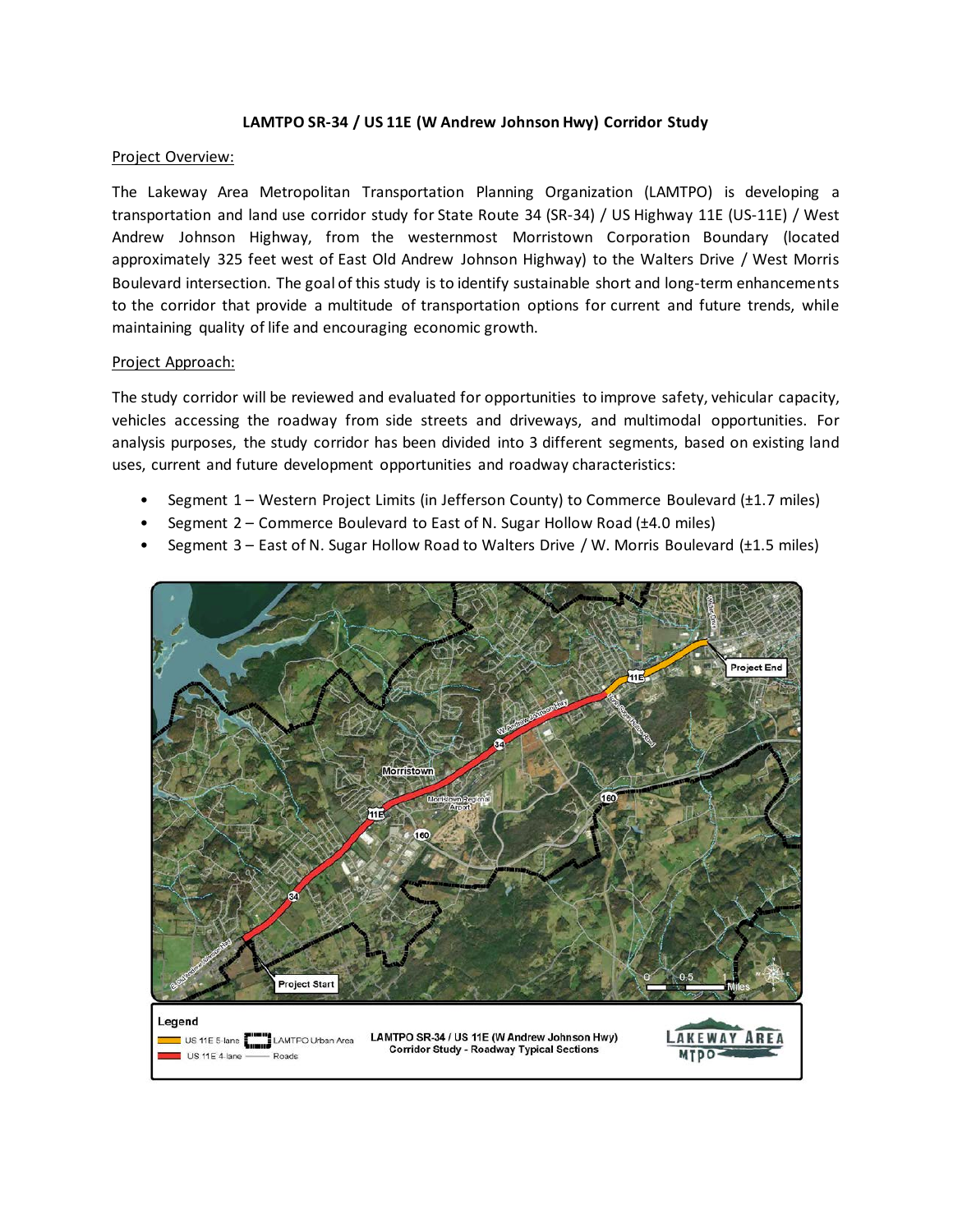**LAMTPO SR-34 / US 11E (W Andrew Johnson Hwy) Corridor Study**

Project Overview:

The Lakeway Area Metropolitan Transportation Planning Organization (LAMTPO) is developing a transportation and land use corridor study for State Route 34 (SR-34) / US Highway 11E (US-11E) / West Andrew Johnson Highway, from the westernmost Morristown Corporation Boundary (located approximately 325 feet west of East Old Andrew Johnson Highway) to the Walters Drive / West Morris Boulevard intersection. The goal of this study is to identify sustainable short and long-term enhancements to the corridor that provide a multitude of transportation options for current and future trends, while maintaining quality of life and encouraging economic growth.

Project Approach:

The study corridor will be reviewed and evaluated for opportunities to improve safety, vehicular capacity, vehicles accessing the roadway from side streets and driveways, and multimodal opportunities. For analysis purposes, the study corridor has been divided into 3 different segments, based on existing land uses, current and future development opportunities and roadway characteristics:

- Segment 1 – Western Project Limits (in Jefferson County) to Commerce Boulevard (±1.7 miles)
- Segment 2 – Commerce Boulevard to East of N. Sugar Hollow Road (±4.0 miles)
- Segment 3 – East of N. Sugar Hollow Road to Walters Drive / W. Morris Boulevard (±1.5 miles)

LAMTPO SR-34 / US 11E (W Andrew Johnson Hwy) Corridor Study - Roadway Typical Sections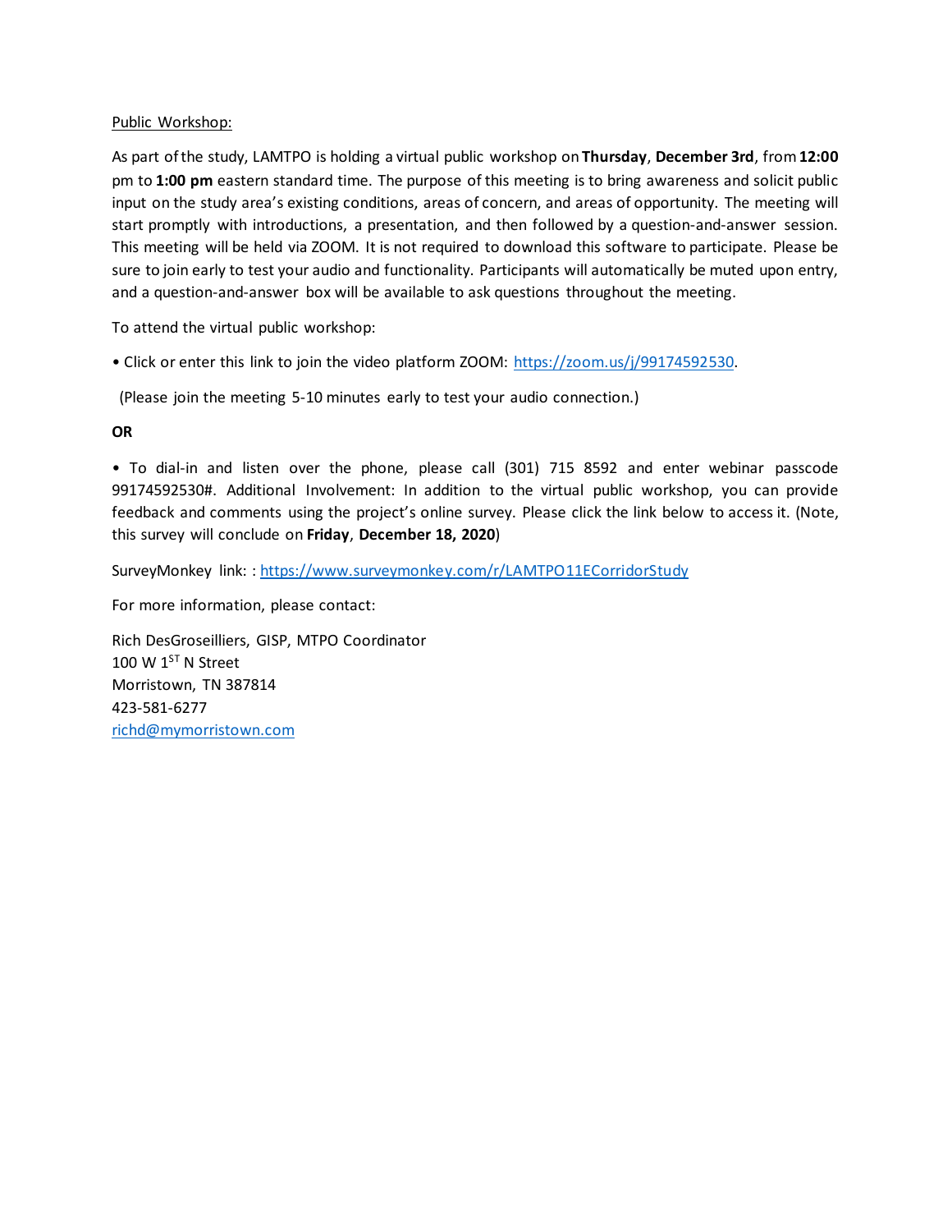Public Workshop:

As part of the study, LAMTPO is holding a virtual public workshop on **Thursday**, **December 3rd**, from **12:00** pm to **1:00 pm** eastern standard time. The purpose of this meeting is to bring awareness and solicit public input on the study area's existing conditions, areas of concern, and areas of opportunity. The meeting will start promptly with introductions, a presentation, and then followed by a question-and-answer session. This meeting will be held via ZOOM. It is not required to download this software to participate. Please be sure to join early to test your audio and functionality. Participants will automatically be muted upon entry, and a question-and-answer box will be available to ask questions throughout the meeting.

To attend the virtual public workshop:

• Click or enter this link to join the video platform ZOOM: https://zoom.us/j/99174592530.

(Please join the meeting 5-10 minutes early to test your audio connection.)

**OR**

• To dial-in and listen over the phone, please call (301) 715 8592 and enter webinar passcode 99174592530#. Additional Involvement: In addition to the virtual public workshop, you can provide feedback and comments using the project's online survey. Please click the link below to access it. (Note, this survey will conclude on **Friday**, **December 18, 2020**)

SurveyMonkey link: : https://www.surveymonkey.com/r/LAMTPO11ECorridorStudy

For more information, please contact:

Rich DesGroseilliers, GISP, MTPO Coordinator
100 W 1ST N Street
Morristown, TN 387814
423-581-6277
richd@mymorristown.com